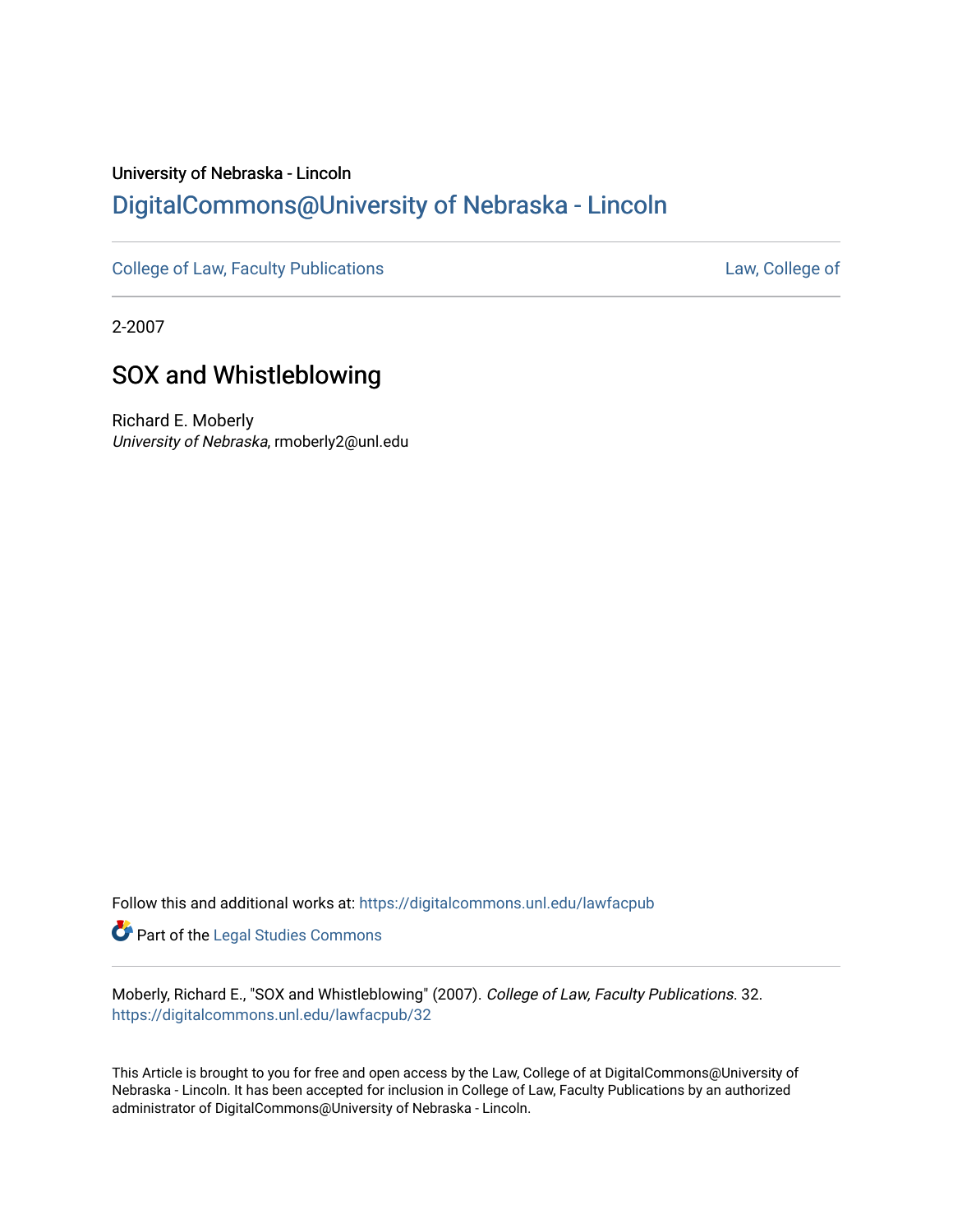University of Nebraska - Lincoln

## DigitalCommons@University of Nebraska - Lincoln

College of Law, Faculty Publications | Law, College of

2-2007

# SOX and Whistleblowing

Richard E. Moberly
*University of Nebraska*, rmoberly2@unl.edu

Follow this and additional works at: https://digitalcommons.unl.edu/lawfacpub

Part of the Legal Studies Commons

Moberly, Richard E., "SOX and Whistleblowing" (2007). *College of Law, Faculty Publications*. 32.
https://digitalcommons.unl.edu/lawfacpub/32

This Article is brought to you for free and open access by the Law, College of at DigitalCommons@University of Nebraska - Lincoln. It has been accepted for inclusion in College of Law, Faculty Publications by an authorized administrator of DigitalCommons@University of Nebraska - Lincoln.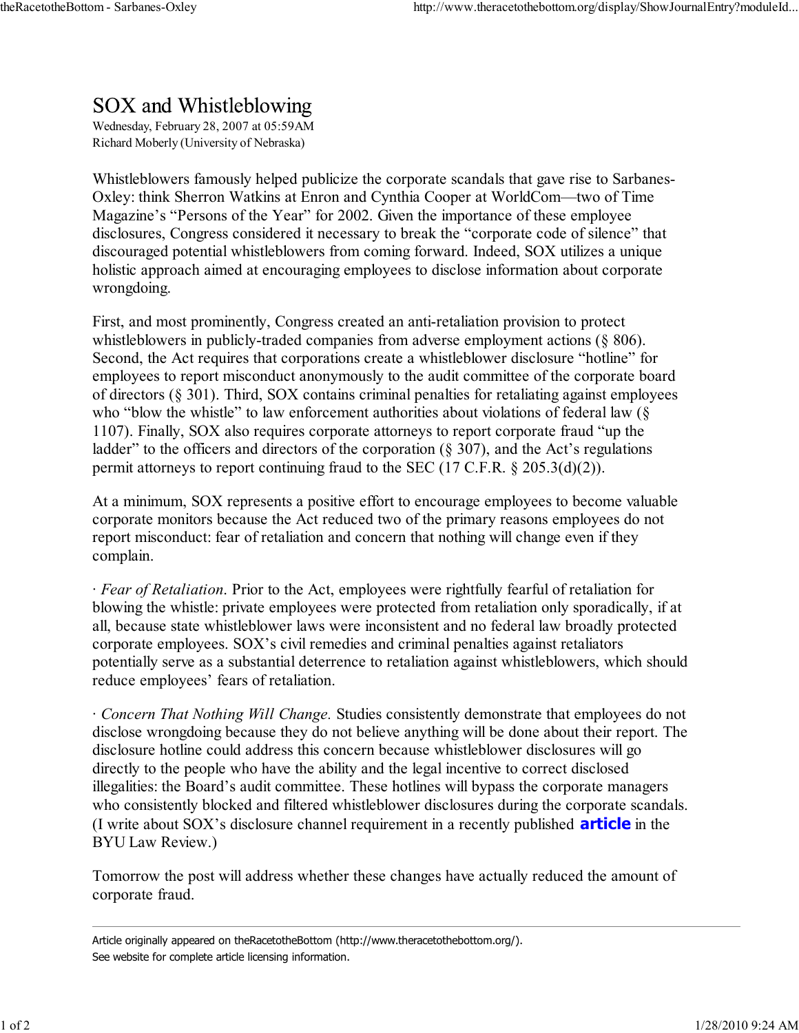# SOX and Whistleblowing

Wednesday, February 28, 2007 at 05:59AM
Richard Moberly (University of Nebraska)

Whistleblowers famously helped publicize the corporate scandals that gave rise to Sarbanes-Oxley: think Sherron Watkins at Enron and Cynthia Cooper at WorldCom—two of Time Magazine's "Persons of the Year" for 2002. Given the importance of these employee disclosures, Congress considered it necessary to break the "corporate code of silence" that discouraged potential whistleblowers from coming forward. Indeed, SOX utilizes a unique holistic approach aimed at encouraging employees to disclose information about corporate wrongdoing.

First, and most prominently, Congress created an anti-retaliation provision to protect whistleblowers in publicly-traded companies from adverse employment actions (§ 806). Second, the Act requires that corporations create a whistleblower disclosure "hotline" for employees to report misconduct anonymously to the audit committee of the corporate board of directors (§ 301). Third, SOX contains criminal penalties for retaliating against employees who "blow the whistle" to law enforcement authorities about violations of federal law (§ 1107). Finally, SOX also requires corporate attorneys to report corporate fraud "up the ladder" to the officers and directors of the corporation (§ 307), and the Act's regulations permit attorneys to report continuing fraud to the SEC (17 C.F.R. § 205.3(d)(2)).

At a minimum, SOX represents a positive effort to encourage employees to become valuable corporate monitors because the Act reduced two of the primary reasons employees do not report misconduct: fear of retaliation and concern that nothing will change even if they complain.

· *Fear of Retaliation*. Prior to the Act, employees were rightfully fearful of retaliation for blowing the whistle: private employees were protected from retaliation only sporadically, if at all, because state whistleblower laws were inconsistent and no federal law broadly protected corporate employees. SOX's civil remedies and criminal penalties against retaliators potentially serve as a substantial deterrence to retaliation against whistleblowers, which should reduce employees' fears of retaliation.

· *Concern That Nothing Will Change.* Studies consistently demonstrate that employees do not disclose wrongdoing because they do not believe anything will be done about their report. The disclosure hotline could address this concern because whistleblower disclosures will go directly to the people who have the ability and the legal incentive to correct disclosed illegalities: the Board's audit committee. These hotlines will bypass the corporate managers who consistently blocked and filtered whistleblower disclosures during the corporate scandals. (I write about SOX's disclosure channel requirement in a recently published **article** in the BYU Law Review.)

Tomorrow the post will address whether these changes have actually reduced the amount of corporate fraud.

---

Article originally appeared on theRacetotheBottom (http://www.theracetothebottom.org/).
See website for complete article licensing information.